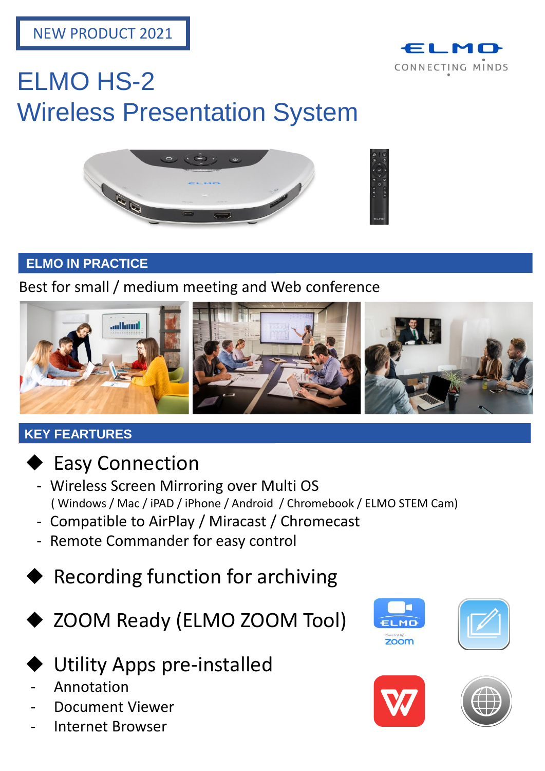NEW PRODUCT 2021

ELMO
CONNECTING MINDS

# ELMO HS-2
# Wireless Presentation System

## ELMO IN PRACTICE

Best for small / medium meeting and Web conference

## KEY FEARTURES

- **Easy Connection**
  - Wireless Screen Mirroring over Multi OS
    ( Windows / Mac / iPAD / iPhone / Android / Chromebook / ELMO STEM Cam)
  - Compatible to AirPlay / Miracast / Chromecast
  - Remote Commander for easy control
- **Recording function for archiving**
- **ZOOM Ready (ELMO ZOOM Tool)**
- **Utility Apps pre-installed**
  - Annotation
  - Document Viewer
  - Internet Browser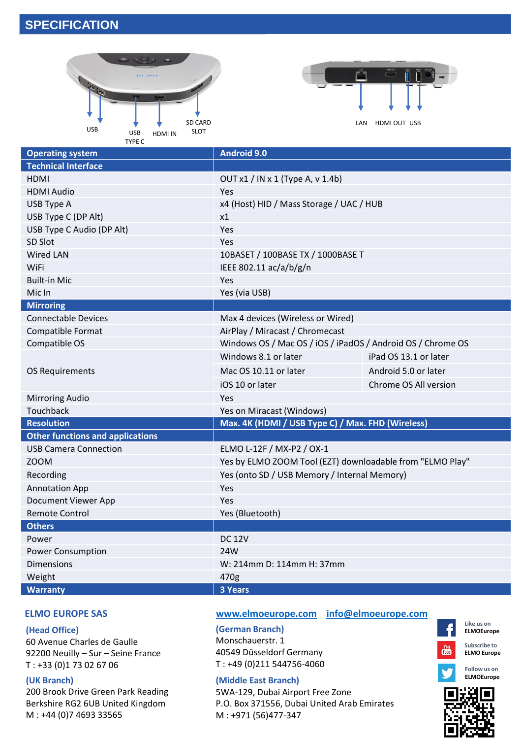## SPECIFICATION

USB

USB TYPE C

HDMI IN

SD CARD SLOT

LAN

HDMI OUT

USB

| | | |
|---|---|---|
| **Operating system** | **Android 9.0** | |
| **Technical Interface** | | |
| HDMI | OUT x1 / IN x 1 (Type A, v 1.4b) | |
| HDMI Audio | Yes | |
| USB Type A | x4 (Host) HID / Mass Storage / UAC / HUB | |
| USB Type C (DP Alt) | x1 | |
| USB Type C Audio (DP Alt) | Yes | |
| SD Slot | Yes | |
| Wired LAN | 10BASET / 100BASE TX / 1000BASE T | |
| WiFi | IEEE 802.11 ac/a/b/g/n | |
| Built-in Mic | Yes | |
| Mic In | Yes (via USB) | |
| **Mirroring** | | |
| Connectable Devices | Max 4 devices (Wireless or Wired) | |
| Compatible Format | AirPlay / Miracast / Chromecast | |
| Compatible OS | Windows OS / Mac OS / iOS / iPadOS / Android OS / Chrome OS | |
| OS Requirements | Windows 8.1 or later | iPad OS 13.1 or later |
| | Mac OS 10.11 or later | Android 5.0 or later |
| | iOS 10 or later | Chrome OS All version |
| Mirroring Audio | Yes | |
| Touchback | Yes on Miracast (Windows) | |
| **Resolution** | **Max. 4K (HDMI / USB Type C) / Max. FHD (Wireless)** | |
| **Other functions and applications** | | |
| USB Camera Connection | ELMO L-12F / MX-P2 / OX-1 | |
| ZOOM | Yes by ELMO ZOOM Tool (EZT) downloadable from "ELMO Play" | |
| Recording | Yes (onto SD / USB Memory / Internal Memory) | |
| Annotation App | Yes | |
| Document Viewer App | Yes | |
| Remote Control | Yes (Bluetooth) | |
| **Others** | | |
| Power | DC 12V | |
| Power Consumption | 24W | |
| Dimensions | W: 214mm D: 114mm H: 37mm | |
| Weight | 470g | |
| **Warranty** | **3 Years** | |

### ELMO EUROPE SAS

**(Head Office)**
60 Avenue Charles de Gaulle
92200 Neuilly – Sur – Seine France
T : +33 (0)1 73 02 67 06

**(UK Branch)**
200 Brook Drive Green Park Reading
Berkshire RG2 6UB United Kingdom
M : +44 (0)7 4693 33565

www.elmoeurope.com  info@elmoeurope.com

**(German Branch)**
Monschauerstr. 1
40549 Düsseldorf Germany
T : +49 (0)211 544756-4060

**(Middle East Branch)**
5WA-129, Dubai Airport Free Zone
P.O. Box 371556, Dubai United Arab Emirates
M : +971 (56)477-347

Like us on **ELMOEurope**

Subscribe to **ELMO Europe**

Follow us on **ELMOEurope**